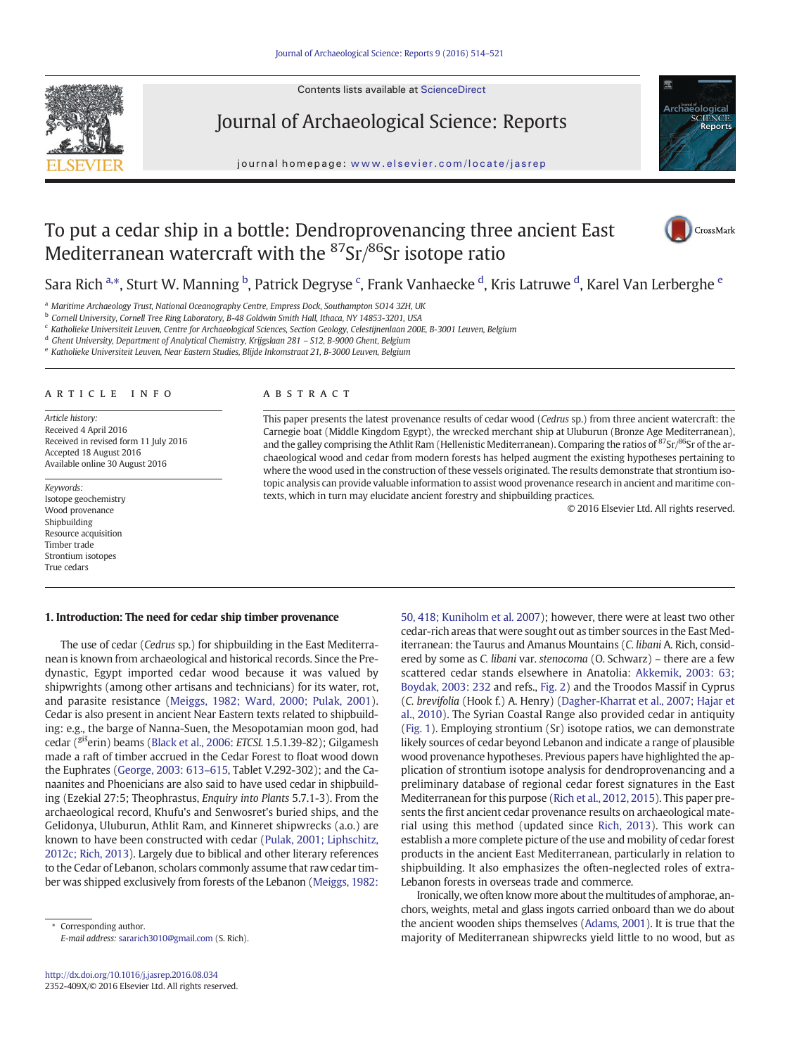Contents lists available at ScienceDirect

Journal of Archaeological Science: Reports

journal homepage: www.elsevier.com/locate/jasrep

# To put a cedar ship in a bottle: Dendroprovenancing three ancient East Mediterranean watercraft with the $^{87}Sr/^{86}Sr$ isotope ratio

Sara Rich [a,*], Sturt W. Manning [b], Patrick Degryse [c], Frank Vanhaecke [d], Kris Latruwe [d], Karel Van Lerberghe [e]

[a] Maritime Archaeology Trust, National Oceanography Centre, Empress Dock, Southampton SO14 3ZH, UK
[b] Cornell University, Cornell Tree Ring Laboratory, B-48 Goldwin Smith Hall, Ithaca, NY 14853-3201, USA
[c] Katholieke Universiteit Leuven, Centre for Archaeological Sciences, Section Geology, Celestijnenlaan 200E, B-3001 Leuven, Belgium
[d] Ghent University, Department of Analytical Chemistry, Krijgslaan 281 – S12, B-9000 Ghent, Belgium
[e] Katholieke Universiteit Leuven, Near Eastern Studies, Blijde Inkomstraat 21, B-3000 Leuven, Belgium

**ARTICLE INFO**

*Article history:*
Received 4 April 2016
Received in revised form 11 July 2016
Accepted 18 August 2016
Available online 30 August 2016

*Keywords:*
Isotope geochemistry
Wood provenance
Shipbuilding
Resource acquisition
Timber trade
Strontium isotopes
True cedars

**ABSTRACT**

This paper presents the latest provenance results of cedar wood (*Cedrus* sp.) from three ancient watercraft: the Carnegie boat (Middle Kingdom Egypt), the wrecked merchant ship at Uluburun (Bronze Age Mediterranean), and the galley comprising the Athlit Ram (Hellenistic Mediterranean). Comparing the ratios of $^{87}Sr/^{86}Sr$ of the archaeological wood and cedar from modern forests has helped augment the existing hypotheses pertaining to where the wood used in the construction of these vessels originated. The results demonstrate that strontium isotopic analysis can provide valuable information to assist wood provenance research in ancient and maritime contexts, which in turn may elucidate ancient forestry and shipbuilding practices.

© 2016 Elsevier Ltd. All rights reserved.

## 1. Introduction: The need for cedar ship timber provenance

The use of cedar (*Cedrus* sp.) for shipbuilding in the East Mediterranean is known from archaeological and historical records. Since the Predynastic, Egypt imported cedar wood because it was valued by shipwrights (among other artisans and technicians) for its water, rot, and parasite resistance (Meiggs, 1982; Ward, 2000; Pulak, 2001). Cedar is also present in ancient Near Eastern texts related to shipbuilding: e.g., the barge of Nanna-Suen, the Mesopotamian moon god, had cedar ($^{giš}$erin) beams (Black et al., 2006: *ETCSL* 1.5.1.39-82); Gilgamesh made a raft of timber accrued in the Cedar Forest to float wood down the Euphrates (George, 2003: 613–615, Tablet V.292-302); and the Canaanites and Phoenicians are also said to have used cedar in shipbuilding (Ezekial 27:5; Theophrastus, *Enquiry into Plants* 5.7.1-3). From the archaeological record, Khufu's and Senwosret's buried ships, and the Gelidonya, Uluburun, Athlit Ram, and Kinneret shipwrecks (a.o.) are known to have been constructed with cedar (Pulak, 2001; Liphschitz, 2012c; Rich, 2013). Largely due to biblical and other literary references to the Cedar of Lebanon, scholars commonly assume that raw cedar timber was shipped exclusively from forests of the Lebanon (Meiggs, 1982: 50, 418; Kuniholm et al. 2007); however, there were at least two other cedar-rich areas that were sought out as timber sources in the East Mediterranean: the Taurus and Amanus Mountains (*C. libani* A. Rich, considered by some as *C. libani* var. *stenocoma* (O. Schwarz) – there are a few scattered cedar stands elsewhere in Anatolia: Akkemik, 2003: 63; Boydak, 2003: 232 and refs., Fig. 2) and the Troodos Massif in Cyprus (*C. brevifolia* (Hook f.) A. Henry) (Dagher-Kharrat et al., 2007; Hajar et al., 2010). The Syrian Coastal Range also provided cedar in antiquity (Fig. 1). Employing strontium (Sr) isotope ratios, we can demonstrate likely sources of cedar beyond Lebanon and indicate a range of plausible wood provenance hypotheses. Previous papers have highlighted the application of strontium isotope analysis for dendroprovenancing and a preliminary database of regional cedar forest signatures in the East Mediterranean for this purpose (Rich et al., 2012, 2015). This paper presents the first ancient cedar provenance results on archaeological material using this method (updated since Rich, 2013). This work can establish a more complete picture of the use and mobility of cedar forest products in the ancient East Mediterranean, particularly in relation to shipbuilding. It also emphasizes the often-neglected roles of extra-Lebanon forests in overseas trade and commerce.

Ironically, we often know more about the multitudes of amphorae, anchors, weights, metal and glass ingots carried onboard than we do about the ancient wooden ships themselves (Adams, 2001). It is true that the majority of Mediterranean shipwrecks yield little to no wood, but as

\* Corresponding author.
*E-mail address:* sararich3010@gmail.com (S. Rich).

http://dx.doi.org/10.1016/j.jasrep.2016.08.034
2352-409X/© 2016 Elsevier Ltd. All rights reserved.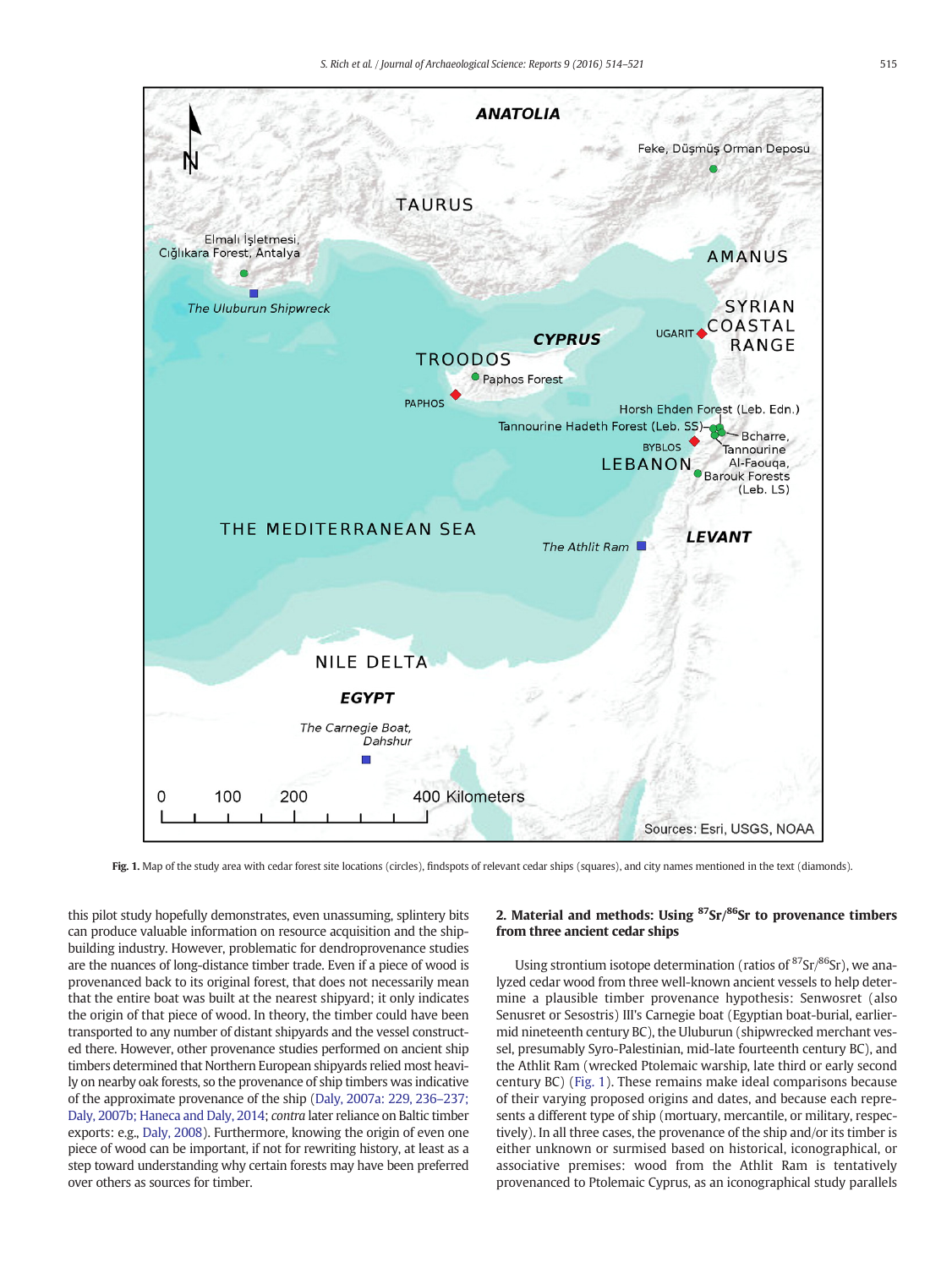Fig. 1. Map of the study area with cedar forest site locations (circles), findspots of relevant cedar ships (squares), and city names mentioned in the text (diamonds).

this pilot study hopefully demonstrates, even unassuming, splintery bits can produce valuable information on resource acquisition and the shipbuilding industry. However, problematic for dendroprovenance studies are the nuances of long-distance timber trade. Even if a piece of wood is provenanced back to its original forest, that does not necessarily mean that the entire boat was built at the nearest shipyard; it only indicates the origin of that piece of wood. In theory, the timber could have been transported to any number of distant shipyards and the vessel constructed there. However, other provenance studies performed on ancient ship timbers determined that Northern European shipyards relied most heavily on nearby oak forests, so the provenance of ship timbers was indicative of the approximate provenance of the ship (Daly, 2007a: 229, 236–237; Daly, 2007b; Haneca and Daly, 2014; *contra* later reliance on Baltic timber exports: e.g., Daly, 2008). Furthermore, knowing the origin of even one piece of wood can be important, if not for rewriting history, at least as a step toward understanding why certain forests may have been preferred over others as sources for timber.

## 2. Material and methods: Using $^{87}Sr/^{86}Sr$ to provenance timbers from three ancient cedar ships

Using strontium isotope determination (ratios of $^{87}Sr/^{86}Sr$), we analyzed cedar wood from three well-known ancient vessels to help determine a plausible timber provenance hypothesis: Senwosret (also Senusret or Sesostris) III's Carnegie boat (Egyptian boat-burial, earlier-mid nineteenth century BC), the Uluburun (shipwrecked merchant vessel, presumably Syro-Palestinian, mid-late fourteenth century BC), and the Athlit Ram (wrecked Ptolemaic warship, late third or early second century BC) (Fig. 1). These remains make ideal comparisons because of their varying proposed origins and dates, and because each represents a different type of ship (mortuary, mercantile, or military, respectively). In all three cases, the provenance of the ship and/or its timber is either unknown or surmised based on historical, iconographical, or associative premises: wood from the Athlit Ram is tentatively provenanced to Ptolemaic Cyprus, as an iconographical study parallels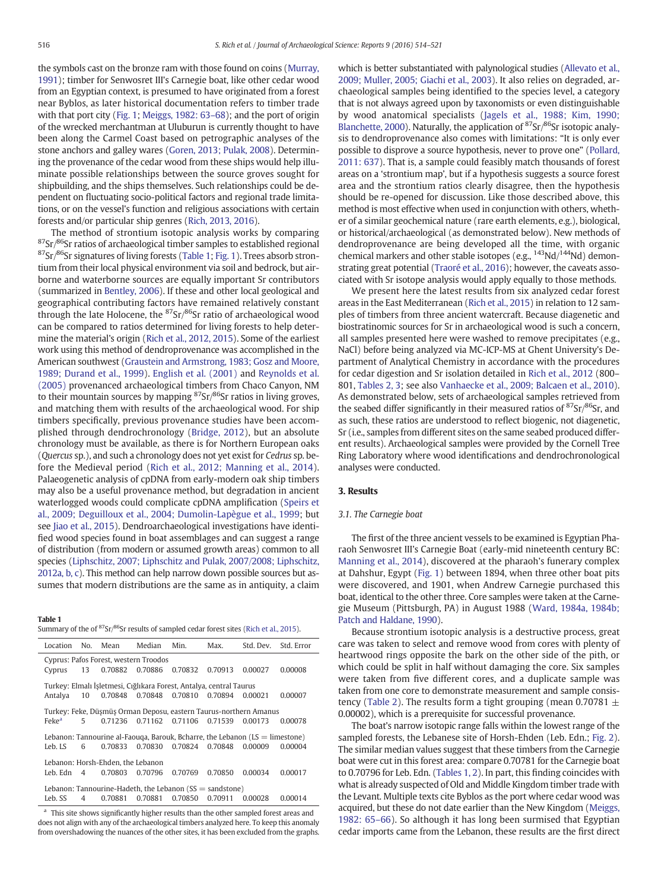the symbols cast on the bronze ram with those found on coins (Murray, 1991); timber for Senwosret III's Carnegie boat, like other cedar wood from an Egyptian context, is presumed to have originated from a forest near Byblos, as later historical documentation refers to timber trade with that port city (Fig. 1; Meiggs, 1982: 63–68); and the port of origin of the wrecked merchantman at Uluburun is currently thought to have been along the Carmel Coast based on petrographic analyses of the stone anchors and galley wares (Goren, 2013; Pulak, 2008). Determining the provenance of the cedar wood from these ships would help illuminate possible relationships between the source groves sought for shipbuilding, and the ships themselves. Such relationships could be dependent on fluctuating socio-political factors and regional trade limitations, or on the vessel's function and religious associations with certain forests and/or particular ship genres (Rich, 2013, 2016).

The method of strontium isotopic analysis works by comparing $^{87}Sr/^{86}Sr$ ratios of archaeological timber samples to established regional $^{87}Sr/^{86}Sr$ signatures of living forests (Table 1; Fig. 1). Trees absorb strontium from their local physical environment via soil and bedrock, but airborne and waterborne sources are equally important Sr contributors (summarized in Bentley, 2006). If these and other local geological and geographical contributing factors have remained relatively constant through the late Holocene, the $^{87}Sr/^{86}Sr$ ratio of archaeological wood can be compared to ratios determined for living forests to help determine the material's origin (Rich et al., 2012, 2015). Some of the earliest work using this method of dendroprovenance was accomplished in the American southwest (Graustein and Armstrong, 1983; Gosz and Moore, 1989; Durand et al., 1999). English et al. (2001) and Reynolds et al. (2005) provenanced archaeological timbers from Chaco Canyon, NM to their mountain sources by mapping $^{87}Sr/^{86}Sr$ ratios in living groves, and matching them with results of the archaeological wood. For ship timbers specifically, previous provenance studies have been accomplished through dendrochronology (Bridge, 2012), but an absolute chronology must be available, as there is for Northern European oaks (*Quercus* sp.), and such a chronology does not yet exist for *Cedrus* sp. before the Medieval period (Rich et al., 2012; Manning et al., 2014). Palaeogenetic analysis of cpDNA from early-modern oak ship timbers may also be a useful provenance method, but degradation in ancient waterlogged woods could complicate cpDNA amplification (Speirs et al., 2009; Deguilloux et al., 2004; Dumolin-Lapègue et al., 1999; but see Jiao et al., 2015). Dendroarchaeological investigations have identified wood species found in boat assemblages and can suggest a range of distribution (from modern or assumed growth areas) common to all species (Liphschitz, 2007; Liphschitz and Pulak, 2007/2008; Liphschitz, 2012a, b, c). This method can help narrow down possible sources but assumes that modern distributions are the same as in antiquity, a claim which is better substantiated with palynological studies (Allevato et al., 2009; Muller, 2005; Giachi et al., 2003). It also relies on degraded, archaeological samples being identified to the species level, a category that is not always agreed upon by taxonomists or even distinguishable by wood anatomical specialists (Jagels et al., 1988; Kim, 1990; Blanchette, 2000). Naturally, the application of $^{87}Sr/^{86}Sr$ isotopic analysis to dendroprovenance also comes with limitations: "It is only ever possible to disprove a source hypothesis, never to prove one" (Pollard, 2011: 637). That is, a sample could feasibly match thousands of forest areas on a 'strontium map', but if a hypothesis suggests a source forest area and the strontium ratios clearly disagree, then the hypothesis should be re-opened for discussion. Like those described above, this method is most effective when used in conjunction with others, whether of a similar geochemical nature (rare earth elements, e.g.), biological, or historical/archaeological (as demonstrated below). New methods of dendroprovenance are being developed all the time, with organic chemical markers and other stable isotopes (e.g., $^{143}Nd/^{144}Nd$) demonstrating great potential (Traoré et al., 2016); however, the caveats associated with Sr isotope analysis would apply equally to those methods.

We present here the latest results from six analyzed cedar forest areas in the East Mediterranean (Rich et al., 2015) in relation to 12 samples of timbers from three ancient watercraft. Because diagenetic and biostratinomic sources for Sr in archaeological wood is such a concern, all samples presented here were washed to remove precipitates (e.g., NaCl) before being analyzed via MC-ICP-MS at Ghent University's Department of Analytical Chemistry in accordance with the procedures for cedar digestion and Sr isolation detailed in Rich et al., 2012 (800–801, Tables 2, 3; see also Vanhaecke et al., 2009; Balcaen et al., 2010). As demonstrated below, sets of archaeological samples retrieved from the seabed differ significantly in their measured ratios of $^{87}Sr/^{86}Sr$, and as such, these ratios are understood to reflect biogenic, not diagenetic, Sr (i.e., samples from different sites on the same seabed produced different results). Archaeological samples were provided by the Cornell Tree Ring Laboratory where wood identifications and dendrochronological analyses were conducted.

**Table 1**
Summary of the of $^{87}Sr/^{86}Sr$ results of sampled cedar forest sites (Rich et al., 2015).

| Location | No. | Mean | Median | Min. | Max. | Std. Dev. | Std. Error |
|---|---|---|---|---|---|---|---|
| Cyprus: Pafos Forest, western Troodos | | | | | | | |
| Cyprus | 13 | 0.70882 | 0.70886 | 0.70832 | 0.70913 | 0.00027 | 0.00008 |
| Turkey: Elmalı İşletmesi, Cığlıkara Forest, Antalya, central Taurus | | | | | | | |
| Antalya | 10 | 0.70848 | 0.70848 | 0.70810 | 0.70894 | 0.00021 | 0.00007 |
| Turkey: Feke, Düşmüş Orman Deposu, eastern Taurus-northern Amanus | | | | | | | |
| Feke[a] | 5 | 0.71236 | 0.71162 | 0.71106 | 0.71539 | 0.00173 | 0.00078 |
| Lebanon: Tannourine al-Faouqa, Barouk, Bcharre, the Lebanon (LS = limestone) | | | | | | | |
| Leb. LS | 6 | 0.70833 | 0.70830 | 0.70824 | 0.70848 | 0.00009 | 0.00004 |
| Lebanon: Horsh-Ehden, the Lebanon | | | | | | | |
| Leb. Edn | 4 | 0.70803 | 0.70796 | 0.70769 | 0.70850 | 0.00034 | 0.00017 |
| Lebanon: Tannourine-Hadeth, the Lebanon (SS = sandstone) | | | | | | | |
| Leb. SS | 4 | 0.70881 | 0.70881 | 0.70850 | 0.70911 | 0.00028 | 0.00014 |

[a] This site shows significantly higher results than the other sampled forest areas and does not align with any of the archaeological timbers analyzed here. To keep this anomaly from overshadowing the nuances of the other sites, it has been excluded from the graphs.

## 3. Results

### 3.1. The Carnegie boat

The first of the three ancient vessels to be examined is Egyptian Pharaoh Senwosret III's Carnegie Boat (early-mid nineteenth century BC: Manning et al., 2014), discovered at the pharaoh's funerary complex at Dahshur, Egypt (Fig. 1) between 1894, when three other boat pits were discovered, and 1901, when Andrew Carnegie purchased this boat, identical to the other three. Core samples were taken at the Carnegie Museum (Pittsburgh, PA) in August 1988 (Ward, 1984a, 1984b; Patch and Haldane, 1990).

Because strontium isotopic analysis is a destructive process, great care was taken to select and remove wood from cores with plenty of heartwood rings opposite the bark on the other side of the pith, or which could be split in half without damaging the core. Six samples were taken from five different cores, and a duplicate sample was taken from one core to demonstrate measurement and sample consistency (Table 2). The results form a tight grouping (mean 0.70781 ± 0.00002), which is a prerequisite for successful provenance.

The boat's narrow isotopic range falls within the lowest range of the sampled forests, the Lebanese site of Horsh-Ehden (Leb. Edn.; Fig. 2). The similar median values suggest that these timbers from the Carnegie boat were cut in this forest area: compare 0.70781 for the Carnegie boat to 0.70796 for Leb. Edn. (Tables 1, 2). In part, this finding coincides with what is already suspected of Old and Middle Kingdom timber trade with the Levant. Multiple texts cite Byblos as the port where cedar wood was acquired, but these do not date earlier than the New Kingdom (Meiggs, 1982: 65–66). So although it has long been surmised that Egyptian cedar imports came from the Lebanon, these results are the first direct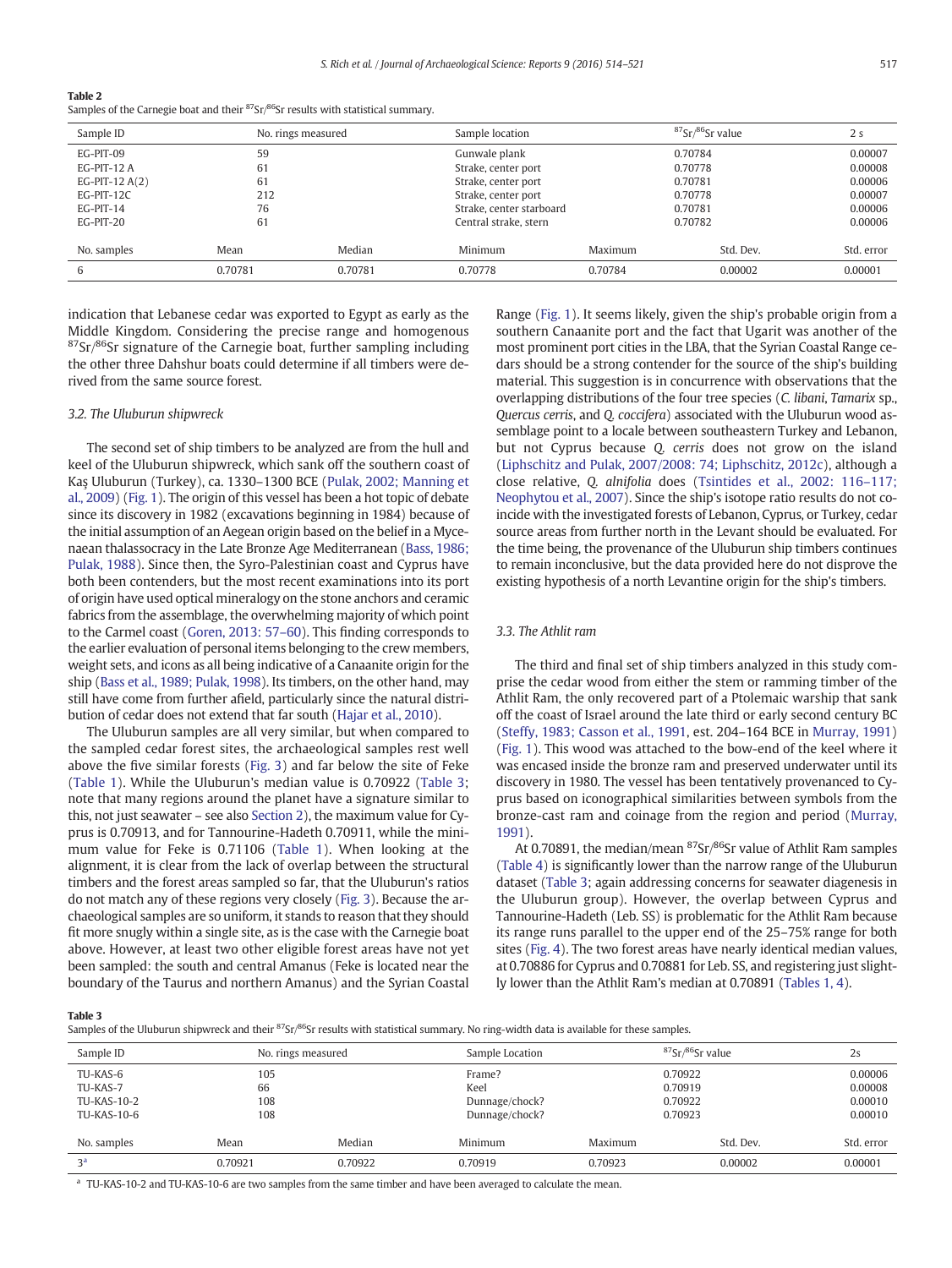**Table 2**
Samples of the Carnegie boat and their $^{87}Sr/^{86}Sr$ results with statistical summary.

| Sample ID | No. rings measured | | Sample location | | $^{87}Sr/^{86}Sr$ value | 2 s |
|---|---|---|---|---|---|---|
| EG-PIT-09 | 59 | | Gunwale plank | | 0.70784 | 0.00007 |
| EG-PIT-12 A | 61 | | Strake, center port | | 0.70778 | 0.00008 |
| EG-PIT-12 A(2) | 61 | | Strake, center port | | 0.70781 | 0.00006 |
| EG-PIT-12C | 212 | | Strake, center port | | 0.70778 | 0.00007 |
| EG-PIT-14 | 76 | | Strake, center starboard | | 0.70781 | 0.00006 |
| EG-PIT-20 | 61 | | Central strake, stern | | 0.70782 | 0.00006 |
| No. samples | Mean | Median | Minimum | Maximum | Std. Dev. | Std. error |
| 6 | 0.70781 | 0.70781 | 0.70778 | 0.70784 | 0.00002 | 0.00001 |

indication that Lebanese cedar was exported to Egypt as early as the Middle Kingdom. Considering the precise range and homogenous $^{87}Sr/^{86}Sr$ signature of the Carnegie boat, further sampling including the other three Dahshur boats could determine if all timbers were derived from the same source forest.

### 3.2. The Uluburun shipwreck

The second set of ship timbers to be analyzed are from the hull and keel of the Uluburun shipwreck, which sank off the southern coast of Kaş Uluburun (Turkey), ca. 1330–1300 BCE (Pulak, 2002; Manning et al., 2009) (Fig. 1). The origin of this vessel has been a hot topic of debate since its discovery in 1982 (excavations beginning in 1984) because of the initial assumption of an Aegean origin based on the belief in a Mycenaean thalassocracy in the Late Bronze Age Mediterranean (Bass, 1986; Pulak, 1988). Since then, the Syro-Palestinian coast and Cyprus have both been contenders, but the most recent examinations into its port of origin have used optical mineralogy on the stone anchors and ceramic fabrics from the assemblage, the overwhelming majority of which point to the Carmel coast (Goren, 2013: 57–60). This finding corresponds to the earlier evaluation of personal items belonging to the crew members, weight sets, and icons as all being indicative of a Canaanite origin for the ship (Bass et al., 1989; Pulak, 1998). Its timbers, on the other hand, may still have come from further afield, particularly since the natural distribution of cedar does not extend that far south (Hajar et al., 2010).

The Uluburun samples are all very similar, but when compared to the sampled cedar forest sites, the archaeological samples rest well above the five similar forests (Fig. 3) and far below the site of Feke (Table 1). While the Uluburun's median value is 0.70922 (Table 3; note that many regions around the planet have a signature similar to this, not just seawater – see also Section 2), the maximum value for Cyprus is 0.70913, and for Tannourine-Hadeth 0.70911, while the minimum value for Feke is 0.71106 (Table 1). When looking at the alignment, it is clear from the lack of overlap between the structural timbers and the forest areas sampled so far, that the Uluburun's ratios do not match any of these regions very closely (Fig. 3). Because the archaeological samples are so uniform, it stands to reason that they should fit more snugly within a single site, as is the case with the Carnegie boat above. However, at least two other eligible forest areas have not yet been sampled: the south and central Amanus (Feke is located near the boundary of the Taurus and northern Amanus) and the Syrian Coastal Range (Fig. 1). It seems likely, given the ship's probable origin from a southern Canaanite port and the fact that Ugarit was another of the most prominent port cities in the LBA, that the Syrian Coastal Range cedars should be a strong contender for the source of the ship's building material. This suggestion is in concurrence with observations that the overlapping distributions of the four tree species (*C. libani*, *Tamarix* sp., *Quercus cerris*, and *Q. coccifera*) associated with the Uluburun wood assemblage point to a locale between southeastern Turkey and Lebanon, but not Cyprus because *Q. cerris* does not grow on the island (Liphschitz and Pulak, 2007/2008: 74; Liphschitz, 2012c), although a close relative, *Q. alnifolia* does (Tsintides et al., 2002: 116–117; Neophytou et al., 2007). Since the ship's isotope ratio results do not coincide with the investigated forests of Lebanon, Cyprus, or Turkey, cedar source areas from further north in the Levant should be evaluated. For the time being, the provenance of the Uluburun ship timbers continues to remain inconclusive, but the data provided here do not disprove the existing hypothesis of a north Levantine origin for the ship's timbers.

### 3.3. The Athlit ram

The third and final set of ship timbers analyzed in this study comprise the cedar wood from either the stem or ramming timber of the Athlit Ram, the only recovered part of a Ptolemaic warship that sank off the coast of Israel around the late third or early second century BC (Steffy, 1983; Casson et al., 1991, est. 204–164 BCE in Murray, 1991) (Fig. 1). This wood was attached to the bow-end of the keel where it was encased inside the bronze ram and preserved underwater until its discovery in 1980. The vessel has been tentatively provenanced to Cyprus based on iconographical similarities between symbols from the bronze-cast ram and coinage from the region and period (Murray, 1991).

At 0.70891, the median/mean $^{87}Sr/^{86}Sr$ value of Athlit Ram samples (Table 4) is significantly lower than the narrow range of the Uluburun dataset (Table 3; again addressing concerns for seawater diagenesis in the Uluburun group). However, the overlap between Cyprus and Tannourine-Hadeth (Leb. SS) is problematic for the Athlit Ram because its range runs parallel to the upper end of the 25–75% range for both sites (Fig. 4). The two forest areas have nearly identical median values, at 0.70886 for Cyprus and 0.70881 for Leb. SS, and registering just slightly lower than the Athlit Ram's median at 0.70891 (Tables 1, 4).

**Table 3**
Samples of the Uluburun shipwreck and their $^{87}Sr/^{86}Sr$ results with statistical summary. No ring-width data is available for these samples.

| Sample ID | No. rings measured | | Sample Location | | $^{87}Sr/^{86}Sr$ value | 2s |
|---|---|---|---|---|---|---|
| TU-KAS-6 | 105 | | Frame? | | 0.70922 | 0.00006 |
| TU-KAS-7 | 66 | | Keel | | 0.70919 | 0.00008 |
| TU-KAS-10-2 | 108 | | Dunnage/chock? | | 0.70922 | 0.00010 |
| TU-KAS-10-6 | 108 | | Dunnage/chock? | | 0.70923 | 0.00010 |
| No. samples | Mean | Median | Minimum | Maximum | Std. Dev. | Std. error |
| 3[a] | 0.70921 | 0.70922 | 0.70919 | 0.70923 | 0.00002 | 0.00001 |

[a] TU-KAS-10-2 and TU-KAS-10-6 are two samples from the same timber and have been averaged to calculate the mean.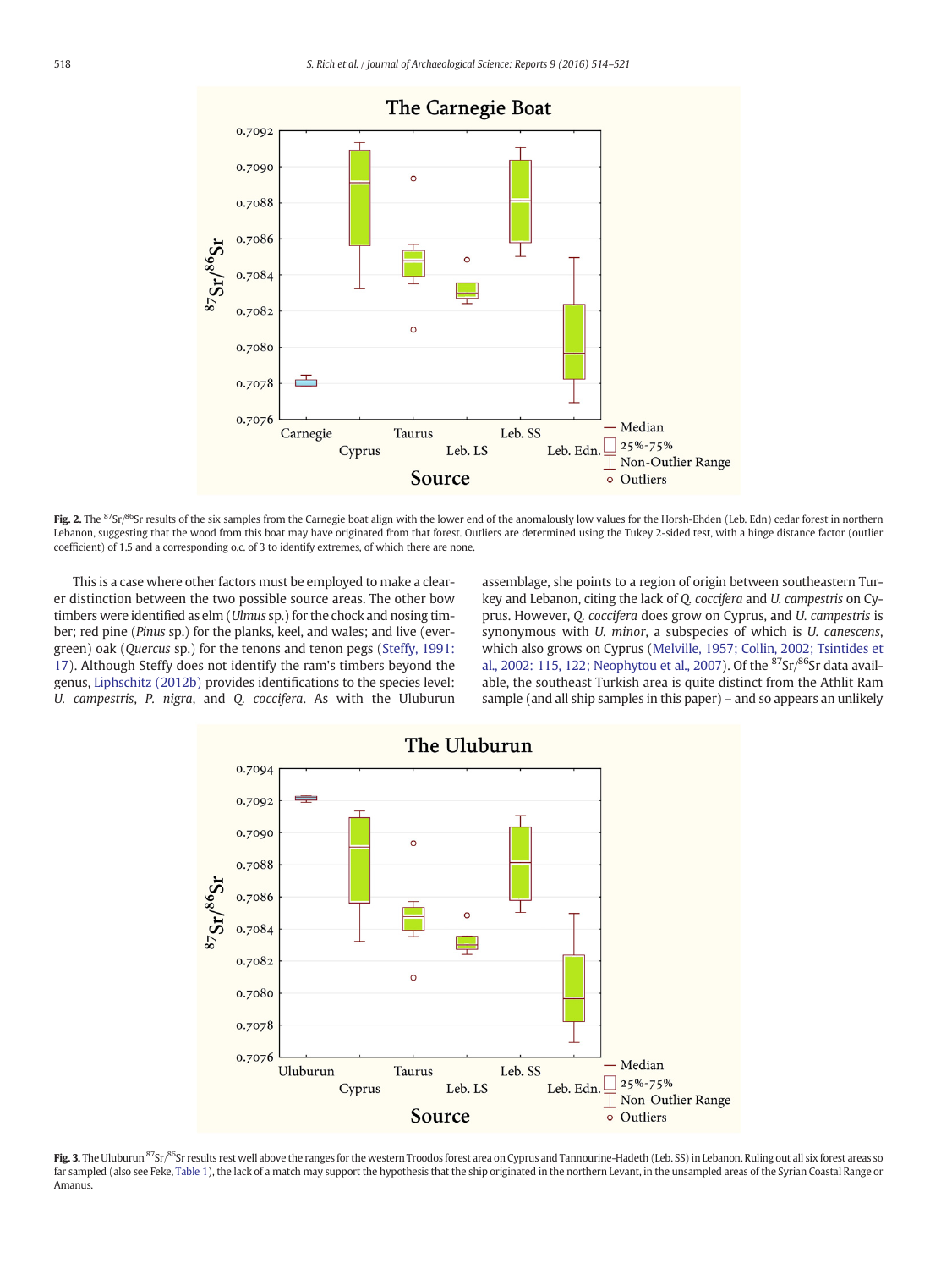Fig. 2. The $^{87}Sr/^{86}Sr$ results of the six samples from the Carnegie boat align with the lower end of the anomalously low values for the Horsh-Ehden (Leb. Edn) cedar forest in northern Lebanon, suggesting that the wood from this boat may have originated from that forest. Outliers are determined using the Tukey 2-sided test, with a hinge distance factor (outlier coefficient) of 1.5 and a corresponding o.c. of 3 to identify extremes, of which there are none.

This is a case where other factors must be employed to make a clearer distinction between the two possible source areas. The other bow timbers were identified as elm (*Ulmus* sp.) for the chock and nosing timber; red pine (*Pinus* sp.) for the planks, keel, and wales; and live (evergreen) oak (*Quercus* sp.) for the tenons and tenon pegs (Steffy, 1991: 17). Although Steffy does not identify the ram's timbers beyond the genus, Liphschitz (2012b) provides identifications to the species level: *U. campestris*, *P. nigra*, and *Q. coccifera*. As with the Uluburun assemblage, she points to a region of origin between southeastern Turkey and Lebanon, citing the lack of *Q. coccifera* and *U. campestris* on Cyprus. However, *Q. coccifera* does grow on Cyprus, and *U. campestris* is synonymous with *U. minor*, a subspecies of which is *U. canescens*, which also grows on Cyprus (Melville, 1957; Collin, 2002; Tsintides et al., 2002: 115, 122; Neophytou et al., 2007). Of the $^{87}Sr/^{86}Sr$ data available, the southeast Turkish area is quite distinct from the Athlit Ram sample (and all ship samples in this paper) – and so appears an unlikely

Fig. 3. The Uluburun $^{87}Sr/^{86}Sr$ results rest well above the ranges for the western Troodos forest area on Cyprus and Tannourine-Hadeth (Leb. SS) in Lebanon. Ruling out all six forest areas so far sampled (also see Feke, Table 1), the lack of a match may support the hypothesis that the ship originated in the northern Levant, in the unsampled areas of the Syrian Coastal Range or Amanus.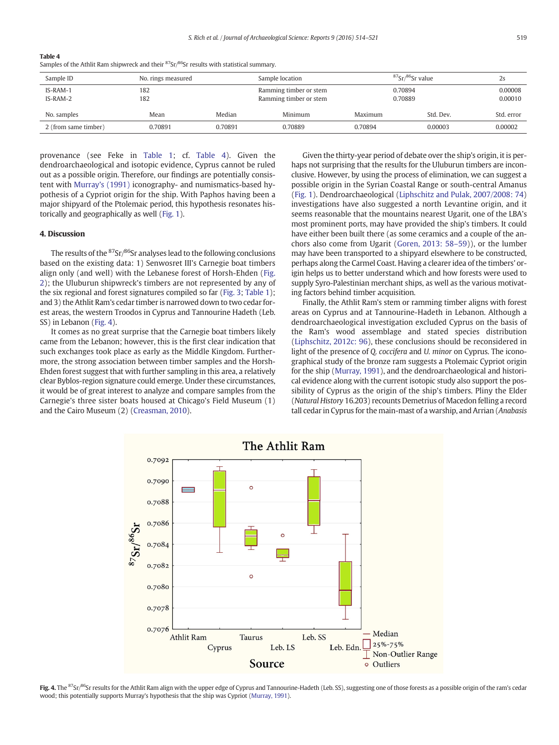**Table 4**
Samples of the Athlit Ram shipwreck and their $^{87}Sr/^{86}Sr$ results with statistical summary.

| Sample ID | No. rings measured | Sample location | $^{87}Sr/^{86}Sr$ value | 2s |
|---|---|---|---|---|
| IS-RAM-1 | 182 | Ramming timber or stem | 0.70894 | 0.00008 |
| IS-RAM-2 | 182 | Ramming timber or stem | 0.70889 | 0.00010 |

| No. samples | Mean | Median | Minimum | Maximum | Std. Dev. | Std. error |
|---|---|---|---|---|---|---|
| 2 (from same timber) | 0.70891 | 0.70891 | 0.70889 | 0.70894 | 0.00003 | 0.00002 |

provenance (see Feke in Table 1; cf. Table 4). Given the dendroarchaeological and isotopic evidence, Cyprus cannot be ruled out as a possible origin. Therefore, our findings are potentially consistent with Murray's (1991) iconography- and numismatics-based hypothesis of a Cypriot origin for the ship. With Paphos having been a major shipyard of the Ptolemaic period, this hypothesis resonates historically and geographically as well (Fig. 1).

## 4. Discussion

The results of the $^{87}Sr/^{86}Sr$ analyses lead to the following conclusions based on the existing data: 1) Senwosret III's Carnegie boat timbers align only (and well) with the Lebanese forest of Horsh-Ehden (Fig. 2); the Uluburun shipwreck's timbers are not represented by any of the six regional and forest signatures compiled so far (Fig. 3; Table 1); and 3) the Athlit Ram's cedar timber is narrowed down to two cedar forest areas, the western Troodos in Cyprus and Tannourine Hadeth (Leb. SS) in Lebanon (Fig. 4).

It comes as no great surprise that the Carnegie boat timbers likely came from the Lebanon; however, this is the first clear indication that such exchanges took place as early as the Middle Kingdom. Furthermore, the strong association between timber samples and the Horsh-Ehden forest suggest that with further sampling in this area, a relatively clear Byblos-region signature could emerge. Under these circumstances, it would be of great interest to analyze and compare samples from the Carnegie's three sister boats housed at Chicago's Field Museum (1) and the Cairo Museum (2) (Creasman, 2010).

Given the thirty-year period of debate over the ship's origin, it is perhaps not surprising that the results for the Uluburun timbers are inconclusive. However, by using the process of elimination, we can suggest a possible origin in the Syrian Coastal Range or south-central Amanus (Fig. 1). Dendroarchaeological (Liphschitz and Pulak, 2007/2008: 74) investigations have also suggested a north Levantine origin, and it seems reasonable that the mountains nearest Ugarit, one of the LBA's most prominent ports, may have provided the ship's timbers. It could have either been built there (as some ceramics and a couple of the anchors also come from Ugarit (Goren, 2013: 58–59)), or the lumber may have been transported to a shipyard elsewhere to be constructed, perhaps along the Carmel Coast. Having a clearer idea of the timbers' origin helps us to better understand which and how forests were used to supply Syro-Palestinian merchant ships, as well as the various motivating factors behind timber acquisition.

Finally, the Athlit Ram's stem or ramming timber aligns with forest areas on Cyprus and at Tannourine-Hadeth in Lebanon. Although a dendroarchaeological investigation excluded Cyprus on the basis of the Ram's wood assemblage and stated species distribution (Liphschitz, 2012c: 96), these conclusions should be reconsidered in light of the presence of *Q. coccifera* and *U. minor* on Cyprus. The iconographical study of the bronze ram suggests a Ptolemaic Cypriot origin for the ship (Murray, 1991), and the dendroarchaeological and historical evidence along with the current isotopic study also support the possibility of Cyprus as the origin of the ship's timbers. Pliny the Elder (*Natural History* 16.203) recounts Demetrius of Macedon felling a record tall cedar in Cyprus for the main-mast of a warship, and Arrian (*Anabasis*

**Fig. 4.** The $^{87}Sr/^{86}Sr$ results for the Athlit Ram align with the upper edge of Cyprus and Tannourine-Hadeth (Leb. SS), suggesting one of those forests as a possible origin of the ram's cedar wood; this potentially supports Murray's hypothesis that the ship was Cypriot (Murray, 1991).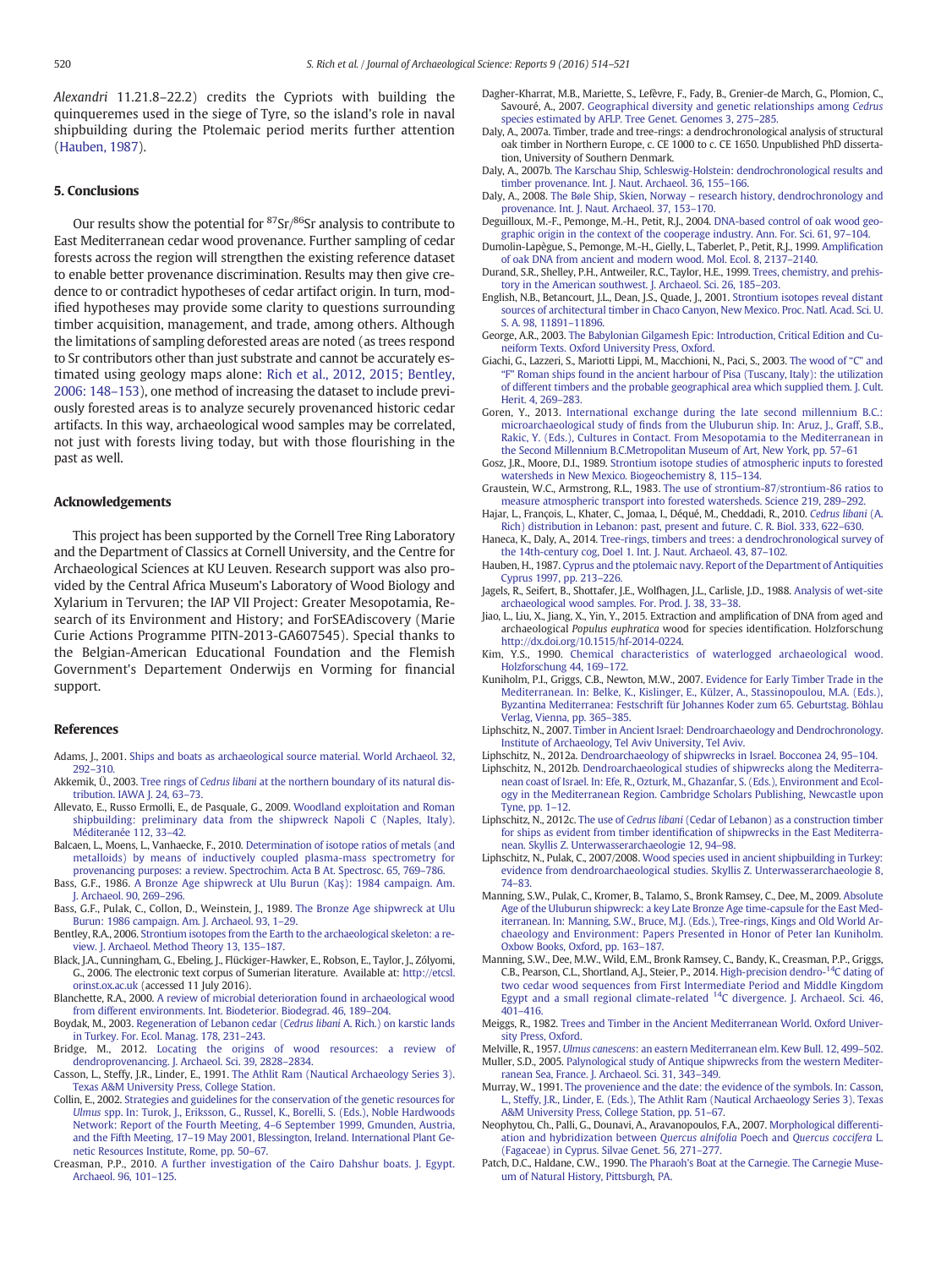*Alexandri* 11.21.8–22.2) credits the Cypriots with building the quinqueremes used in the siege of Tyre, so the island's role in naval shipbuilding during the Ptolemaic period merits further attention (Hauben, 1987).

## 5. Conclusions

Our results show the potential for $^{87}Sr/^{86}Sr$ analysis to contribute to East Mediterranean cedar wood provenance. Further sampling of cedar forests across the region will strengthen the existing reference dataset to enable better provenance discrimination. Results may then give credence to or contradict hypotheses of cedar artifact origin. In turn, modified hypotheses may provide some clarity to questions surrounding timber acquisition, management, and trade, among others. Although the limitations of sampling deforested areas are noted (as trees respond to Sr contributors other than just substrate and cannot be accurately estimated using geology maps alone: Rich et al., 2012, 2015; Bentley, 2006: 148–153), one method of increasing the dataset to include previously forested areas is to analyze securely provenanced historic cedar artifacts. In this way, archaeological wood samples may be correlated, not just with forests living today, but with those flourishing in the past as well.

## Acknowledgements

This project has been supported by the Cornell Tree Ring Laboratory and the Department of Classics at Cornell University, and the Centre for Archaeological Sciences at KU Leuven. Research support was also provided by the Central Africa Museum's Laboratory of Wood Biology and Xylarium in Tervuren; the IAP VII Project: Greater Mesopotamia, Research of its Environment and History; and ForSEAdiscovery (Marie Curie Actions Programme PITN-2013-GA607545). Special thanks to the Belgian-American Educational Foundation and the Flemish Government's Departement Onderwijs en Vorming for financial support.

## References

Adams, J., 2001. Ships and boats as archaeological source material. World Archaeol. 32, 292–310.

Akkemik, Ü., 2003. Tree rings of *Cedrus libani* at the northern boundary of its natural distribution. IAWA J. 24, 63–73.

Allevato, E., Russo Ermolli, E., de Pasquale, G., 2009. Woodland exploitation and Roman shipbuilding: preliminary data from the shipwreck Napoli C (Naples, Italy). Méditeranée 112, 33–42.

Balcaen, L., Moens, L., Vanhaecke, F., 2010. Determination of isotope ratios of metals (and metalloids) by means of inductively coupled plasma-mass spectrometry for provenancing purposes: a review. Spectrochim. Acta B At. Spectrosc. 65, 769–786.

Bass, G.F., 1986. A Bronze Age shipwreck at Ulu Burun (Kaş): 1984 campaign. Am. J. Archaeol. 90, 269–296.

Bass, G.F., Pulak, C., Collon, D., Weinstein, J., 1989. The Bronze Age shipwreck at Ulu Burun: 1986 campaign. Am. J. Archaeol. 93, 1–29.

Bentley, R.A., 2006. Strontium isotopes from the Earth to the archaeological skeleton: a review. J. Archaeol. Method Theory 13, 135–187.

Black, J.A., Cunningham, G., Ebeling, J., Flückiger-Hawker, E., Robson, E., Taylor, J., Zólyomi, G., 2006. The electronic text corpus of Sumerian literature. Available at: http://etcsl.orinst.ox.ac.uk (accessed 11 July 2016).

Blanchette, R.A., 2000. A review of microbial deterioration found in archaeological wood from different environments. Int. Biodeterior. Biodegrad. 46, 189–204.

Boydak, M., 2003. Regeneration of Lebanon cedar (*Cedrus libani* A. Rich.) on karstic lands in Turkey. For. Ecol. Manag. 178, 231–243.

Bridge, M., 2012. Locating the origins of wood resources: a review of dendroprovenancing. J. Archaeol. Sci. 39, 2828–2834.

Casson, L., Steffy, J.R., Linder, E., 1991. The Athlit Ram (Nautical Archaeology Series 3). Texas A&M University Press, College Station.

Collin, E., 2002. Strategies and guidelines for the conservation of the genetic resources for *Ulmus* spp. In: Turok, J., Eriksson, G., Russel, K., Borelli, S. (Eds.), Noble Hardwoods Network: Report of the Fourth Meeting, 4–6 September 1999, Gmunden, Austria, and the Fifth Meeting, 17–19 May 2001, Blessington, Ireland. International Plant Genetic Resources Institute, Rome, pp. 50–67.

Creasman, P.P., 2010. A further investigation of the Cairo Dahshur boats. J. Egypt. Archaeol. 96, 101–125.

Dagher-Kharrat, M.B., Mariette, S., Lefèvre, F., Fady, B., Grenier-de March, G., Plomion, C., Savouré, A., 2007. Geographical diversity and genetic relationships among *Cedrus* species estimated by AFLP. Tree Genet. Genomes 3, 275–285.

Daly, A., 2007a. Timber, trade and tree-rings: a dendrochronological analysis of structural oak timber in Northern Europe, c. CE 1000 to c. CE 1650. Unpublished PhD dissertation, University of Southern Denmark.

Daly, A., 2007b. The Karschau Ship, Schleswig-Holstein: dendrochronological results and timber provenance. Int. J. Naut. Archaeol. 36, 155–166.

Daly, A., 2008. The Bøle Ship, Skien, Norway – research history, dendrochronology and provenance. Int. J. Naut. Archaeol. 37, 153–170.

Deguilloux, M.-F., Pemonge, M.-H., Petit, R.J., 2004. DNA-based control of oak wood geographic origin in the context of the cooperage industry. Ann. For. Sci. 61, 97–104.

Dumolin-Lapègue, S., Pemonge, M.-H., Gielly, L., Taberlet, P., Petit, R.J., 1999. Amplification of oak DNA from ancient and modern wood. Mol. Ecol. 8, 2137–2140.

Durand, S.R., Shelley, P.H., Antweiler, R.C., Taylor, H.E., 1999. Trees, chemistry, and prehistory in the American southwest. J. Archaeol. Sci. 26, 185–203.

English, N.B., Betancourt, J.L., Dean, J.S., Quade, J., 2001. Strontium isotopes reveal distant sources of architectural timber in Chaco Canyon, New Mexico. Proc. Natl. Acad. Sci. U. S. A. 98, 11891–11896.

George, A.R., 2003. The Babylonian Gilgamesh Epic: Introduction, Critical Edition and Cuneiform Texts. Oxford University Press, Oxford.

Giachi, G., Lazzeri, S., Mariotti Lippi, M., Macchioni, N., Paci, S., 2003. The wood of "C" and "F" Roman ships found in the ancient harbour of Pisa (Tuscany, Italy): the utilization of different timbers and the probable geographical area which supplied them. J. Cult. Herit. 4, 269–283.

Goren, Y., 2013. International exchange during the late second millennium B.C.: microarchaeological study of finds from the Uluburun ship. In: Aruz, J., Graff, S.B., Rakic, Y. (Eds.), Cultures in Contact. From Mesopotamia to the Mediterranean in the Second Millennium B.CMetropolitan Museum of Art, New York, pp. 57–61

Gosz, J.R., Moore, D.I., 1989. Strontium isotope studies of atmospheric inputs to forested watersheds in New Mexico. Biogeochemistry 8, 115–134.

Graustein, W.C., Armstrong, R.L., 1983. The use of strontium-87/strontium-86 ratios to measure atmospheric transport into forested watersheds. Science 219, 289–292.

Hajar, L., François, L., Khater, C., Jomaa, I., Déqué, M., Cheddadi, R., 2010. *Cedrus libani* (A. Rich) distribution in Lebanon: past, present and future. C. R. Biol. 333, 622–630.

Haneca, K., Daly, A., 2014. Tree-rings, timbers and trees: a dendrochronological survey of the 14th-century cog, Doel 1. Int. J. Naut. Archaeol. 43, 87–102.

Hauben, H., 1987. Cyprus and the ptolemaic navy. Report of the Department of Antiquities Cyprus 1997, pp. 213–226.

Jagels, R., Seifert, B., Shottafer, J.E., Wolfhagen, J.L., Carlisle, J.D., 1988. Analysis of wet-site archaeological wood samples. For. Prod. J. 38, 33–38.

Jiao, L., Liu, X., Jiang, X., Yin, Y., 2015. Extraction and amplification of DNA from aged and archaeological *Populus euphratica* wood for species identification. Holzforschung http://dx.doi.org/10.1515/hf-2014-0224.

Kim, Y.S., 1990. Chemical characteristics of waterlogged archaeological wood. Holzforschung 44, 169–172.

Kuniholm, P.I., Griggs, C.B., Newton, M.W., 2007. Evidence for Early Timber Trade in the Mediterranean. In: Belke, K., Kislinger, E., Külzer, A., Stassinopoulou, M.A. (Eds.), Byzantina Mediterranea: Festschrift für Johannes Koder zum 65. Geburtstag. Böhlau Verlag, Vienna, pp. 365–385.

Liphschitz, N., 2007. Timber in Ancient Israel: Dendroarchaeology and Dendrochronology. Institute of Archaeology, Tel Aviv University, Tel Aviv.

Liphschitz, N., 2012a. Dendroarchaeology of shipwrecks in Israel. Bocconea 24, 95–104.

Liphschitz, N., 2012b. Dendroarchaeological studies of shipwrecks along the Mediterranean coast of Israel. In: Efe, R., Ozturk, M., Ghazanfar, S. (Eds.), Environment and Ecology in the Mediterranean Region. Cambridge Scholars Publishing, Newcastle upon Tyne, pp. 1–12.

Liphschitz, N., 2012c. The use of *Cedrus libani* (Cedar of Lebanon) as a construction timber for ships as evident from timber identification of shipwrecks in the East Mediterranean. Skyllis Z. Unterwasserarchaeologie 12, 94–98.

Liphschitz, N., Pulak, C., 2007/2008. Wood species used in ancient shipbuilding in Turkey: evidence from dendroarchaeological studies. Skyllis Z. Unterwasserarchaeologie 8, 74–83.

Manning, S.W., Pulak, C., Kromer, B., Talamo, S., Bronk Ramsey, C., Dee, M., 2009. Absolute Age of the Uluburun shipwreck: a key Late Bronze Age time-capsule for the East Mediterranean. In: Manning, S.W., Bruce, M.J. (Eds.), Tree-rings, Kings and Old World Archaeology and Environment: Papers Presented in Honor of Peter Ian Kuniholm. Oxbow Books, Oxford, pp. 163–187.

Manning, S.W., Dee, M.W., Wild, E.M., Bronk Ramsey, C., Bandy, K., Creasman, P.P., Griggs, C.B., Pearson, C.L., Shortland, A.J., Steier, P., 2014. High-precision dendro-$^{14}C$ dating of two cedar wood sequences from First Intermediate Period and Middle Kingdom Egypt and a small regional climate-related $^{14}C$ divergence. J. Archaeol. Sci. 46, 401–416.

Meiggs, R., 1982. Trees and Timber in the Ancient Mediterranean World. Oxford University Press, Oxford.

Melville, R., 1957. *Ulmus canescens*: an eastern Mediterranean elm. Kew Bull. 12, 499–502.

Muller, S.D., 2005. Palynological study of Antique shipwrecks from the western Mediterranean Sea, France. J. Archaeol. Sci. 31, 343–349.

Murray, W., 1991. The provenience and the date: the evidence of the symbols. In: Casson, L., Steffy, J.R., Linder, E. (Eds.), The Athlit Ram (Nautical Archaeology Series 3). Texas A&M University Press, College Station, pp. 51–67.

Neophytou, Ch., Palli, G., Dounavi, A., Aravanopoulos, F.A., 2007. Morphological differentiation and hybridization between *Quercus alnifolia* Poech and *Quercus coccifera* L. (Fagaceae) in Cyprus. Silvae Genet. 56, 271–277.

Patch, D.C., Haldane, C.W., 1990. The Pharaoh's Boat at the Carnegie. The Carnegie Museum of Natural History, Pittsburgh, PA.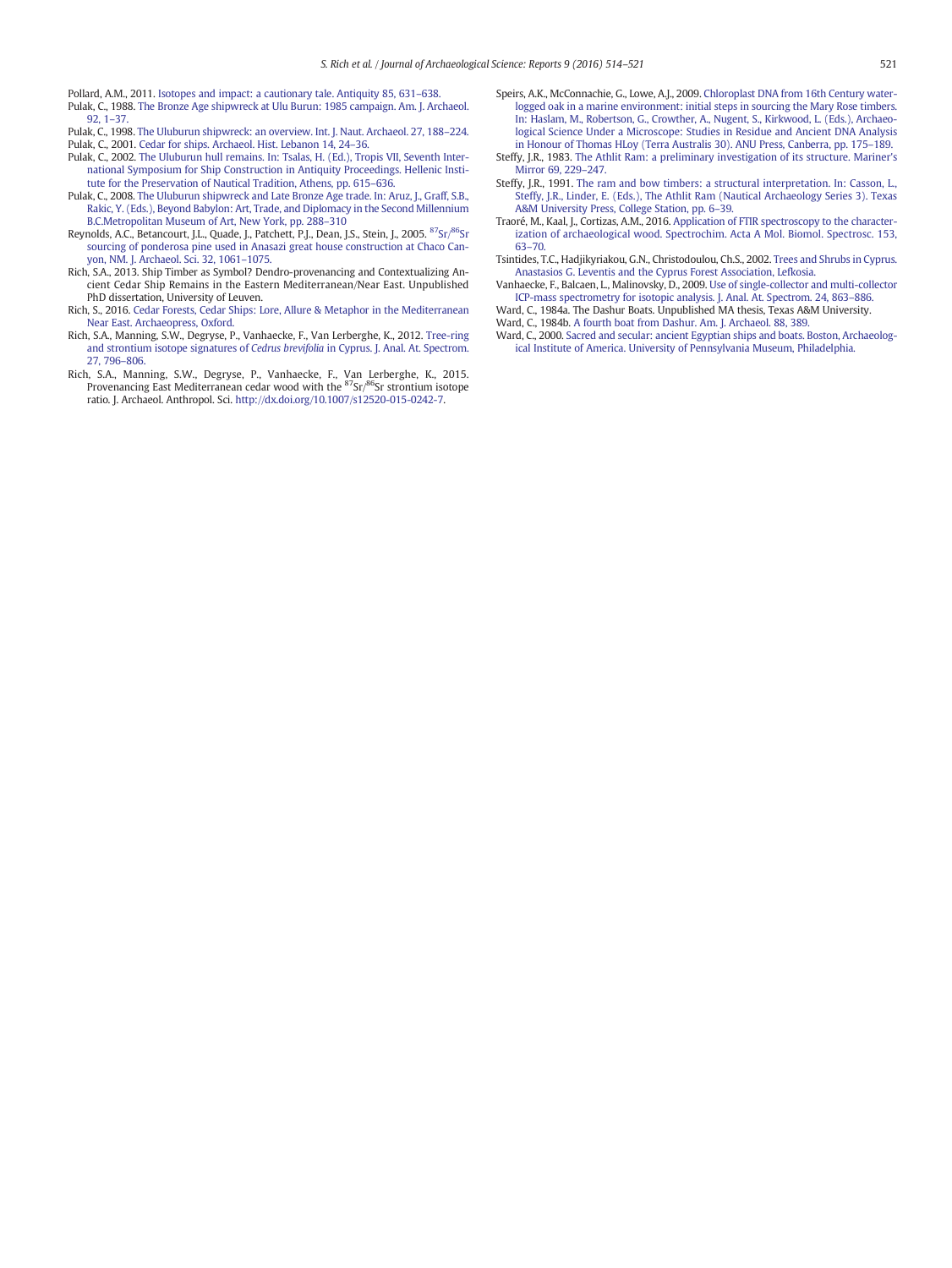Pollard, A.M., 2011. Isotopes and impact: a cautionary tale. Antiquity 85, 631–638.

Pulak, C., 1988. The Bronze Age shipwreck at Ulu Burun: 1985 campaign. Am. J. Archaeol. 92, 1–37.

Pulak, C., 1998. The Uluburun shipwreck: an overview. Int. J. Naut. Archaeol. 27, 188–224.

Pulak, C., 2001. Cedar for ships. Archaeol. Hist. Lebanon 14, 24–36.

Pulak, C., 2002. The Uluburun hull remains. In: Tsalas, H. (Ed.), Tropis VII, Seventh International Symposium for Ship Construction in Antiquity Proceedings. Hellenic Institute for the Preservation of Nautical Tradition, Athens, pp. 615–636.

Pulak, C., 2008. The Uluburun shipwreck and Late Bronze Age trade. In: Aruz, J., Graff, S.B., Rakic, Y. (Eds.), Beyond Babylon: Art, Trade, and Diplomacy in the Second Millennium B.C.Metropolitan Museum of Art, New York, pp. 288–310

Reynolds, A.C., Betancourt, J.L., Quade, J., Patchett, P.J., Dean, J.S., Stein, J., 2005. $^{87}Sr/^{86}Sr$ sourcing of ponderosa pine used in Anasazi great house construction at Chaco Canyon, NM. J. Archaeol. Sci. 32, 1061–1075.

Rich, S.A., 2013. Ship Timber as Symbol? Dendro-provenancing and Contextualizing Ancient Cedar Ship Remains in the Eastern Mediterranean/Near East. Unpublished PhD dissertation, University of Leuven.

Rich, S., 2016. Cedar Forests, Cedar Ships: Lore, Allure & Metaphor in the Mediterranean Near East. Archaeopress, Oxford.

Rich, S.A., Manning, S.W., Degryse, P., Vanhaecke, F., Van Lerberghe, K., 2012. Tree-ring and strontium isotope signatures of *Cedrus brevifolia* in Cyprus. J. Anal. At. Spectrom. 27, 796–806.

Rich, S.A., Manning, S.W., Degryse, P., Vanhaecke, F., Van Lerberghe, K., 2015. Provenancing East Mediterranean cedar wood with the $^{87}Sr/^{86}Sr$ strontium isotope ratio. J. Archaeol. Anthropol. Sci. http://dx.doi.org/10.1007/s12520-015-0242-7.

Speirs, A.K., McConnachie, G., Lowe, A.J., 2009. Chloroplast DNA from 16th Century waterlogged oak in a marine environment: initial steps in sourcing the Mary Rose timbers. In: Haslam, M., Robertson, G., Crowther, A., Nugent, S., Kirkwood, L. (Eds.), Archaeological Science Under a Microscope: Studies in Residue and Ancient DNA Analysis in Honour of Thomas HLoy (Terra Australis 30). ANU Press, Canberra, pp. 175–189.

Steffy, J.R., 1983. The Athlit Ram: a preliminary investigation of its structure. Mariner's Mirror 69, 229–247.

Steffy, J.R., 1991. The ram and bow timbers: a structural interpretation. In: Casson, L., Steffy, J.R., Linder, E. (Eds.), The Athlit Ram (Nautical Archaeology Series 3). Texas A&M University Press, College Station, pp. 6–39.

Traoré, M., Kaal, J., Cortizas, A.M., 2016. Application of FTIR spectroscopy to the characterization of archaeological wood. Spectrochim. Acta A Mol. Biomol. Spectrosc. 153, 63–70.

Tsintides, T.C., Hadjikyriakou, G.N., Christodoulou, Ch.S., 2002. Trees and Shrubs in Cyprus. Anastasios G. Leventis and the Cyprus Forest Association, Lefkosia.

Vanhaecke, F., Balcaen, L., Malinovsky, D., 2009. Use of single-collector and multi-collector ICP-mass spectrometry for isotopic analysis. J. Anal. At. Spectrom. 24, 863–886.

Ward, C., 1984a. The Dashur Boats. Unpublished MA thesis, Texas A&M University.

Ward, C., 1984b. A fourth boat from Dashur. Am. J. Archaeol. 88, 389.

Ward, C., 2000. Sacred and secular: ancient Egyptian ships and boats. Boston, Archaeological Institute of America. University of Pennsylvania Museum, Philadelphia.